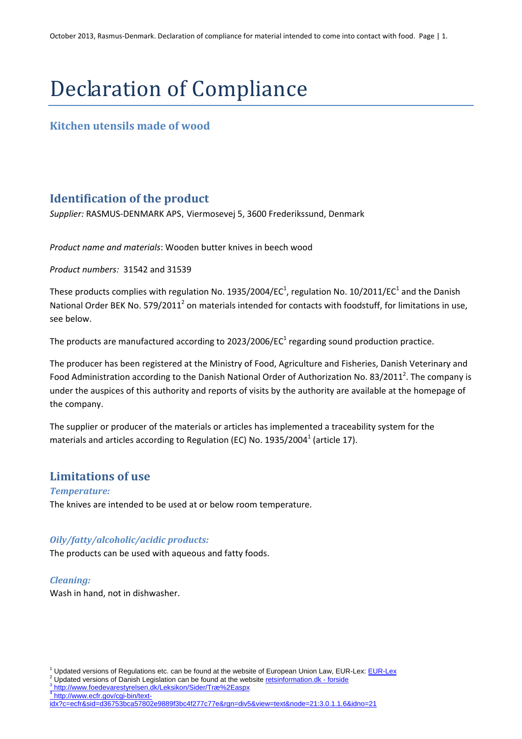# Declaration of Compliance

## Kitchen utensils made of wood

## Identification of the product

*Supplier:* RASMUS-DENMARK APS, Viermosevej 5, 3600 Frederikssund, Denmark

*Product name and materials*: Wooden butter knives in beech wood

*Product numbers:* 31542 and 31539

These products complies with regulation No. 1935/2004/EC[1], regulation No. 10/2011/EC[1] and the Danish National Order BEK No. 579/2011[2] on materials intended for contacts with foodstuff, for limitations in use, see below.

The products are manufactured according to 2023/2006/EC[1] regarding sound production practice.

The producer has been registered at the Ministry of Food, Agriculture and Fisheries, Danish Veterinary and Food Administration according to the Danish National Order of Authorization No. 83/2011[2]. The company is under the auspices of this authority and reports of visits by the authority are available at the homepage of the company.

The supplier or producer of the materials or articles has implemented a traceability system for the materials and articles according to Regulation (EC) No. 1935/2004[1] (article 17).

## Limitations of use

### *Temperature:*

The knives are intended to be used at or below room temperature.

### *Oily/fatty/alcoholic/acidic products:*

The products can be used with aqueous and fatty foods.

### *Cleaning:*

Wash in hand, not in dishwasher.

---

[1] Updated versions of Regulations etc. can be found at the website of European Union Law, EUR-Lex: EUR-Lex

[2] Updated versions of Danish Legislation can be found at the website retsinformation.dk - forside

[3] http://www.foedevarestyrelsen.dk/Leksikon/Sider/Træ%2Easpx

[4] http://www.ecfr.gov/cgi-bin/text-idx?c=ecfr&sid=d36753bca57802e9889f3bc4f277c77e&rgn=div5&view=text&node=21:3.0.1.1.6&idno=21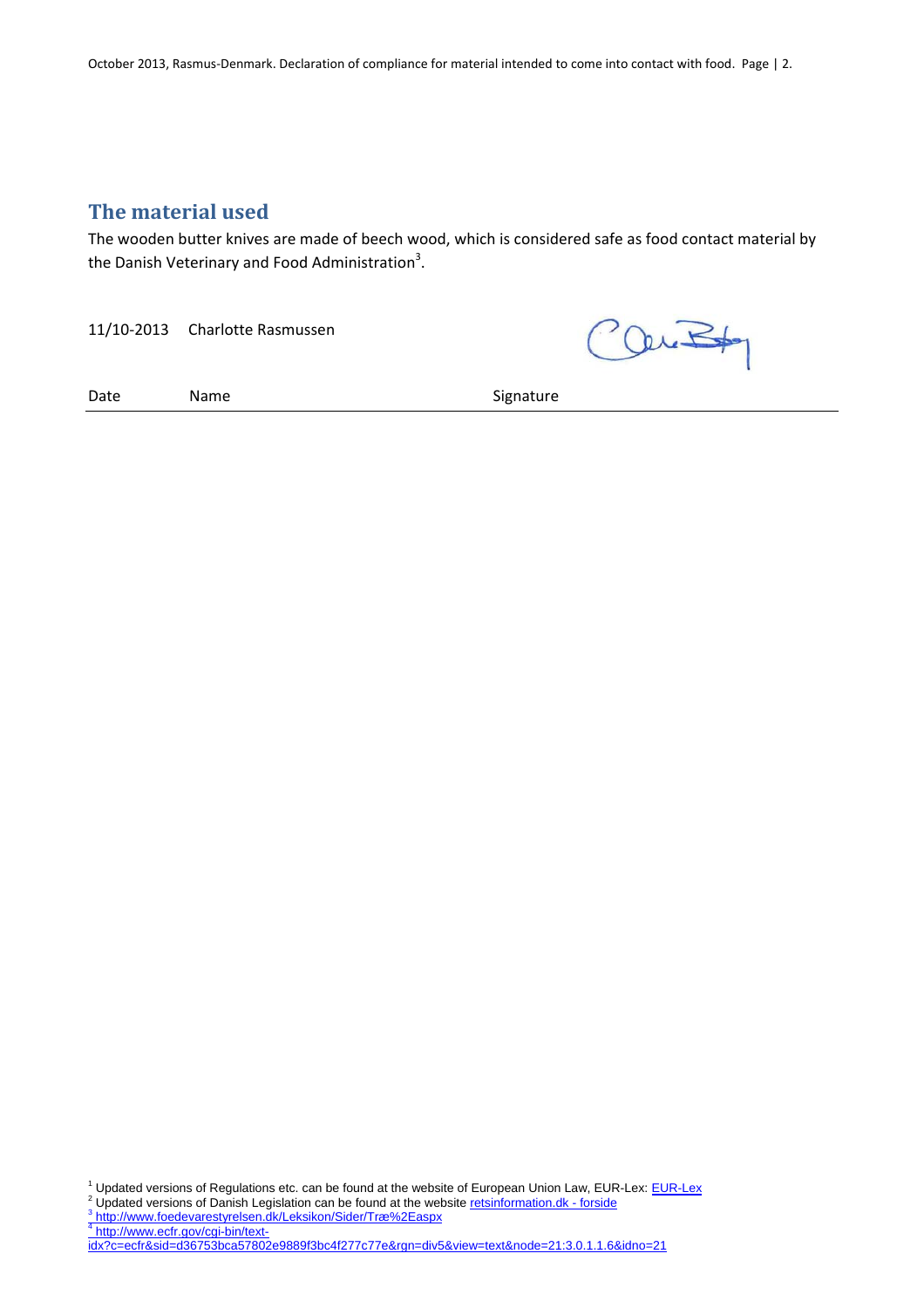## The material used

The wooden butter knives are made of beech wood, which is considered safe as food contact material by the Danish Veterinary and Food Administration[3].

| 11/10-2013 | Charlotte Rasmussen | |
|---|---|---|
| Date | Name | Signature |

[1] Updated versions of Regulations etc. can be found at the website of European Union Law, EUR-Lex: EUR-Lex
[2] Updated versions of Danish Legislation can be found at the website retsinformation.dk - forside
[3] http://www.foedevarestyrelsen.dk/Leksikon/Sider/Træ%2Easpx
[4] http://www.ecfr.gov/cgi-bin/text-idx?c=ecfr&sid=d36753bca57802e9889f3bc4f277c77e&rgn=div5&view=text&node=21:3.0.1.1.6&idno=21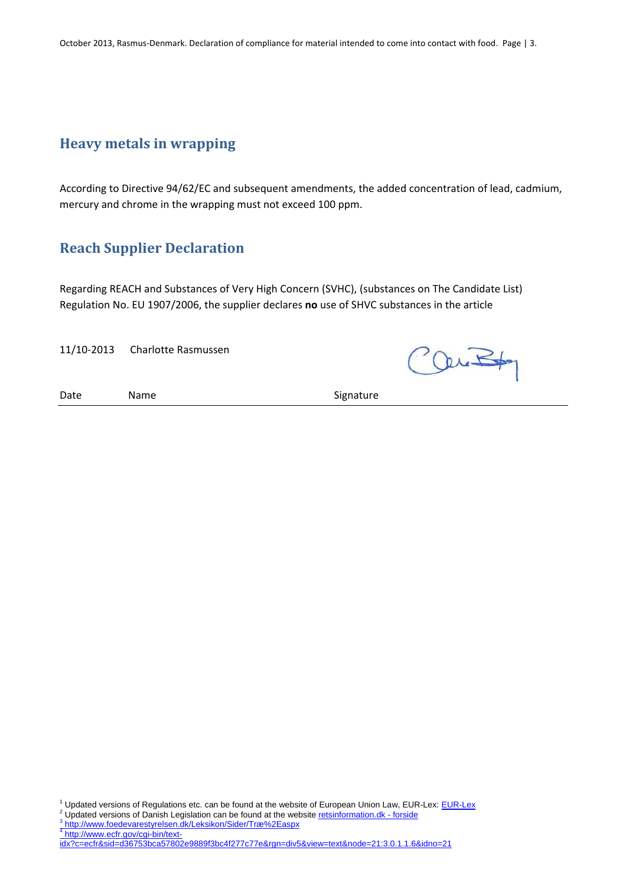## Heavy metals in wrapping

According to Directive 94/62/EC and subsequent amendments, the added concentration of lead, cadmium, mercury and chrome in the wrapping must not exceed 100 ppm.

## Reach Supplier Declaration

Regarding REACH and Substances of Very High Concern (SVHC), (substances on The Candidate List) Regulation No. EU 1907/2006, the supplier declares **no** use of SHVC substances in the article

11/10-2013 Charlotte Rasmussen

Date Name Signature

[1] Updated versions of Regulations etc. can be found at the website of European Union Law, EUR-Lex: EUR-Lex
[2] Updated versions of Danish Legislation can be found at the website retsinformation.dk - forside
[3] http://www.foedevarestyrelsen.dk/Leksikon/Sider/Træ%2Easpx
[4] http://www.ecfr.gov/cgi-bin/text-idx?c=ecfr&sid=d36753bca57802e9889f3bc4f277c77e&rgn=div5&view=text&node=21:3.0.1.1.6&idno=21